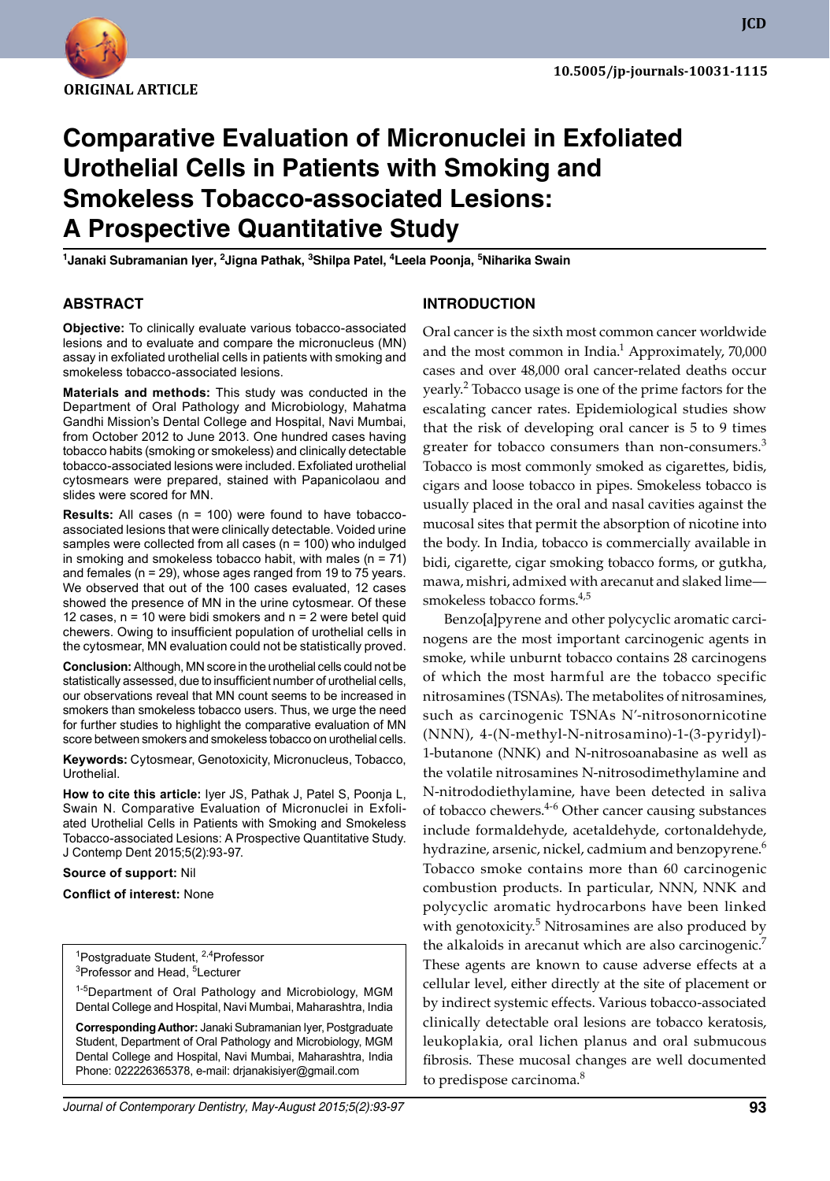ORIGINAL ARTICLE

10.5005/jp-journals-10031-1115

# Comparative Evaluation of Micronuclei in Exfoliated Urothelial Cells in Patients with Smoking and Smokeless Tobacco-associated Lesions: A Prospective Quantitative Study

[1]Janaki Subramanian Iyer, [2]Jigna Pathak, [3]Shilpa Patel, [4]Leela Poonja, [5]Niharika Swain

## ABSTRACT

**Objective:** To clinically evaluate various tobacco-associated lesions and to evaluate and compare the micronucleus (MN) assay in exfoliated urothelial cells in patients with smoking and smokeless tobacco-associated lesions.

**Materials and methods:** This study was conducted in the Department of Oral Pathology and Microbiology, Mahatma Gandhi Mission's Dental College and Hospital, Navi Mumbai, from October 2012 to June 2013. One hundred cases having tobacco habits (smoking or smokeless) and clinically detectable tobacco-associated lesions were included. Exfoliated urothelial cytosmears were prepared, stained with Papanicolaou and slides were scored for MN.

**Results:** All cases (n = 100) were found to have tobacco-associated lesions that were clinically detectable. Voided urine samples were collected from all cases (n = 100) who indulged in smoking and smokeless tobacco habit, with males (n = 71) and females (n = 29), whose ages ranged from 19 to 75 years. We observed that out of the 100 cases evaluated, 12 cases showed the presence of MN in the urine cytosmear. Of these 12 cases, n = 10 were bidi smokers and n = 2 were betel quid chewers. Owing to insufficient population of urothelial cells in the cytosmear, MN evaluation could not be statistically proved.

**Conclusion:** Although, MN score in the urothelial cells could not be statistically assessed, due to insufficient number of urothelial cells, our observations reveal that MN count seems to be increased in smokers than smokeless tobacco users. Thus, we urge the need for further studies to highlight the comparative evaluation of MN score between smokers and smokeless tobacco on urothelial cells.

**Keywords:** Cytosmear, Genotoxicity, Micronucleus, Tobacco, Urothelial.

**How to cite this article:** Iyer JS, Pathak J, Patel S, Poonja L, Swain N. Comparative Evaluation of Micronuclei in Exfoliated Urothelial Cells in Patients with Smoking and Smokeless Tobacco-associated Lesions: A Prospective Quantitative Study. J Contemp Dent 2015;5(2):93-97.

**Source of support:** Nil

**Conflict of interest:** None

[1]Postgraduate Student, [2,4]Professor
[3]Professor and Head, [5]Lecturer

[1-5]Department of Oral Pathology and Microbiology, MGM Dental College and Hospital, Navi Mumbai, Maharashtra, India

**Corresponding Author:** Janaki Subramanian Iyer, Postgraduate Student, Department of Oral Pathology and Microbiology, MGM Dental College and Hospital, Navi Mumbai, Maharashtra, India Phone: 022226365378, e-mail: drjanakisiyer@gmail.com

## INTRODUCTION

Oral cancer is the sixth most common cancer worldwide and the most common in India.[1] Approximately, 70,000 cases and over 48,000 oral cancer-related deaths occur yearly.[2] Tobacco usage is one of the prime factors for the escalating cancer rates. Epidemiological studies show that the risk of developing oral cancer is 5 to 9 times greater for tobacco consumers than non-consumers.[3] Tobacco is most commonly smoked as cigarettes, bidis, cigars and loose tobacco in pipes. Smokeless tobacco is usually placed in the oral and nasal cavities against the mucosal sites that permit the absorption of nicotine into the body. In India, tobacco is commercially available in bidi, cigarette, cigar smoking tobacco forms, or gutkha, mawa, mishri, admixed with arecanut and slaked lime—smokeless tobacco forms.[4,5]

Benzo[a]pyrene and other polycyclic aromatic carcinogens are the most important carcinogenic agents in smoke, while unburnt tobacco contains 28 carcinogens of which the most harmful are the tobacco specific nitrosamines (TSNAs). The metabolites of nitrosamines, such as carcinogenic TSNAs N′-nitrosonornicotine (NNN), 4-(N-methyl-N-nitrosamino)-1-(3-pyridyl)-1-butanone (NNK) and N-nitrosoanabasine as well as the volatile nitrosamines N-nitrosodimethylamine and N-nitrododiethylamine, have been detected in saliva of tobacco chewers.[4-6] Other cancer causing substances include formaldehyde, acetaldehyde, cortonaldehyde, hydrazine, arsenic, nickel, cadmium and benzopyrene.[6] Tobacco smoke contains more than 60 carcinogenic combustion products. In particular, NNN, NNK and polycyclic aromatic hydrocarbons have been linked with genotoxicity.[5] Nitrosamines are also produced by the alkaloids in arecanut which are also carcinogenic.[7] These agents are known to cause adverse effects at a cellular level, either directly at the site of placement or by indirect systemic effects. Various tobacco-associated clinically detectable oral lesions are tobacco keratosis, leukoplakia, oral lichen planus and oral submucous fibrosis. These mucosal changes are well documented to predispose carcinoma.[8]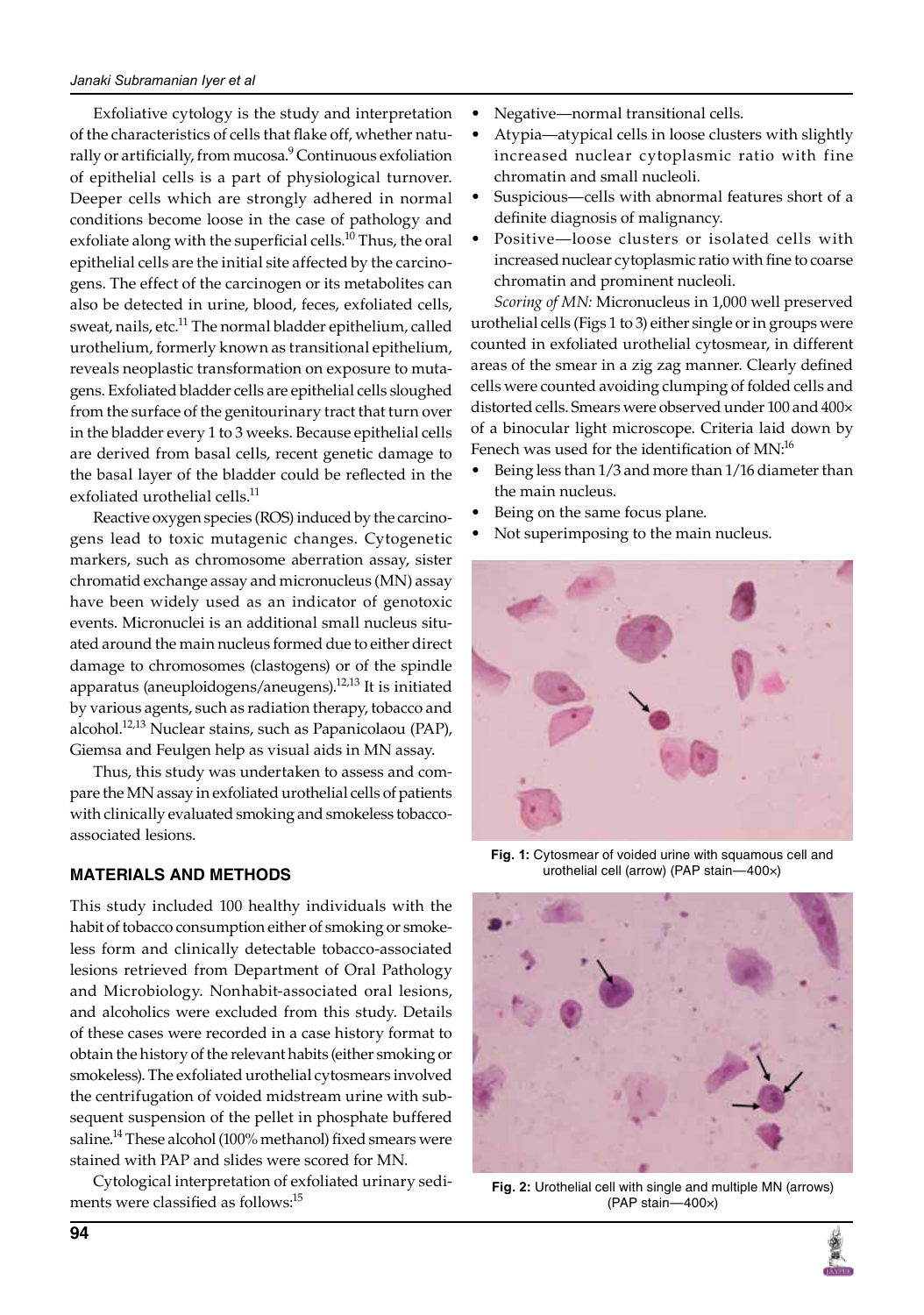Exfoliative cytology is the study and interpretation of the characteristics of cells that flake off, whether naturally or artificially, from mucosa.[9] Continuous exfoliation of epithelial cells is a part of physiological turnover. Deeper cells which are strongly adhered in normal conditions become loose in the case of pathology and exfoliate along with the superficial cells.[10] Thus, the oral epithelial cells are the initial site affected by the carcinogens. The effect of the carcinogen or its metabolites can also be detected in urine, blood, feces, exfoliated cells, sweat, nails, etc.[11] The normal bladder epithelium, called urothelium, formerly known as transitional epithelium, reveals neoplastic transformation on exposure to mutagens. Exfoliated bladder cells are epithelial cells sloughed from the surface of the genitourinary tract that turn over in the bladder every 1 to 3 weeks. Because epithelial cells are derived from basal cells, recent genetic damage to the basal layer of the bladder could be reflected in the exfoliated urothelial cells.[11]

Reactive oxygen species (ROS) induced by the carcinogens lead to toxic mutagenic changes. Cytogenetic markers, such as chromosome aberration assay, sister chromatid exchange assay and micronucleus (MN) assay have been widely used as an indicator of genotoxic events. Micronuclei is an additional small nucleus situated around the main nucleus formed due to either direct damage to chromosomes (clastogens) or of the spindle apparatus (aneuploidogens/aneugens).[12,13] It is initiated by various agents, such as radiation therapy, tobacco and alcohol.[12,13] Nuclear stains, such as Papanicolaou (PAP), Giemsa and Feulgen help as visual aids in MN assay.

Thus, this study was undertaken to assess and compare the MN assay in exfoliated urothelial cells of patients with clinically evaluated smoking and smokeless tobacco-associated lesions.

## MATERIALS AND METHODS

This study included 100 healthy individuals with the habit of tobacco consumption either of smoking or smokeless form and clinically detectable tobacco-associated lesions retrieved from Department of Oral Pathology and Microbiology. Nonhabit-associated oral lesions, and alcoholics were excluded from this study. Details of these cases were recorded in a case history format to obtain the history of the relevant habits (either smoking or smokeless). The exfoliated urothelial cytosmears involved the centrifugation of voided midstream urine with subsequent suspension of the pellet in phosphate buffered saline.[14] These alcohol (100% methanol) fixed smears were stained with PAP and slides were scored for MN.

Cytological interpretation of exfoliated urinary sediments were classified as follows:[15]

- Negative—normal transitional cells.
- Atypia—atypical cells in loose clusters with slightly increased nuclear cytoplasmic ratio with fine chromatin and small nucleoli.
- Suspicious—cells with abnormal features short of a definite diagnosis of malignancy.
- Positive—loose clusters or isolated cells with increased nuclear cytoplasmic ratio with fine to coarse chromatin and prominent nucleoli.

*Scoring of MN:* Micronucleus in 1,000 well preserved urothelial cells (Figs 1 to 3) either single or in groups were counted in exfoliated urothelial cytosmear, in different areas of the smear in a zig zag manner. Clearly defined cells were counted avoiding clumping of folded cells and distorted cells. Smears were observed under 100 and 400× of a binocular light microscope. Criteria laid down by Fenech was used for the identification of MN:[16]

- Being less than 1/3 and more than 1/16 diameter than the main nucleus.
- Being on the same focus plane.
- Not superimposing to the main nucleus.

**Fig. 1:** Cytosmear of voided urine with squamous cell and urothelial cell (arrow) (PAP stain—400×)

**Fig. 2:** Urothelial cell with single and multiple MN (arrows) (PAP stain—400×)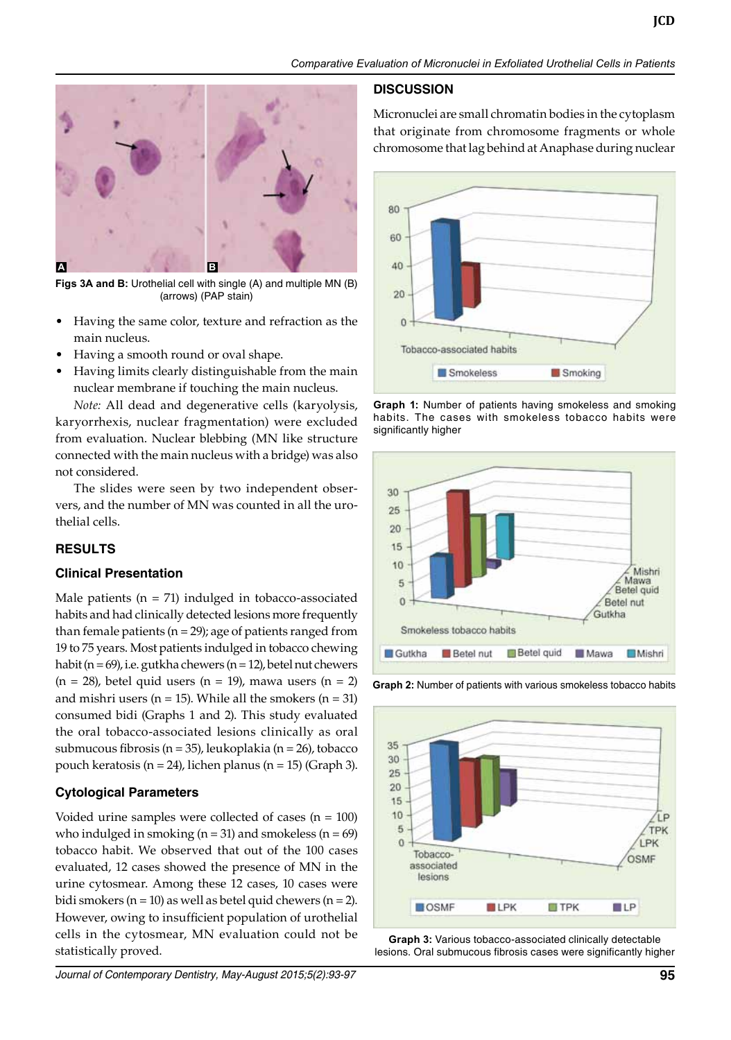Figs 3A and B: Urothelial cell with single (A) and multiple MN (B) (arrows) (PAP stain)

- Having the same color, texture and refraction as the main nucleus.
- Having a smooth round or oval shape.
- Having limits clearly distinguishable from the main nuclear membrane if touching the main nucleus.

*Note:* All dead and degenerative cells (karyolysis, karyorrhexis, nuclear fragmentation) were excluded from evaluation. Nuclear blebbing (MN like structure connected with the main nucleus with a bridge) was also not considered.

The slides were seen by two independent observers, and the number of MN was counted in all the urothelial cells.

## RESULTS

### Clinical Presentation

Male patients (n = 71) indulged in tobacco-associated habits and had clinically detected lesions more frequently than female patients (n = 29); age of patients ranged from 19 to 75 years. Most patients indulged in tobacco chewing habit (n = 69), i.e. gutkha chewers (n = 12), betel nut chewers (n = 28), betel quid users (n = 19), mawa users (n = 2) and mishri users (n = 15). While all the smokers (n = 31) consumed bidi (Graphs 1 and 2). This study evaluated the oral tobacco-associated lesions clinically as oral submucous fibrosis (n = 35), leukoplakia (n = 26), tobacco pouch keratosis (n = 24), lichen planus (n = 15) (Graph 3).

### Cytological Parameters

Voided urine samples were collected of cases (n = 100) who indulged in smoking (n = 31) and smokeless (n = 69) tobacco habit. We observed that out of the 100 cases evaluated, 12 cases showed the presence of MN in the urine cytosmear. Among these 12 cases, 10 cases were bidi smokers (n = 10) as well as betel quid chewers (n = 2). However, owing to insufficient population of urothelial cells in the cytosmear, MN evaluation could not be statistically proved.

## DISCUSSION

Micronuclei are small chromatin bodies in the cytoplasm that originate from chromosome fragments or whole chromosome that lag behind at Anaphase during nuclear

**Graph 1:** Number of patients having smokeless and smoking habits. The cases with smokeless tobacco habits were significantly higher

**Graph 2:** Number of patients with various smokeless tobacco habits

**Graph 3:** Various tobacco-associated clinically detectable lesions. Oral submucous fibrosis cases were significantly higher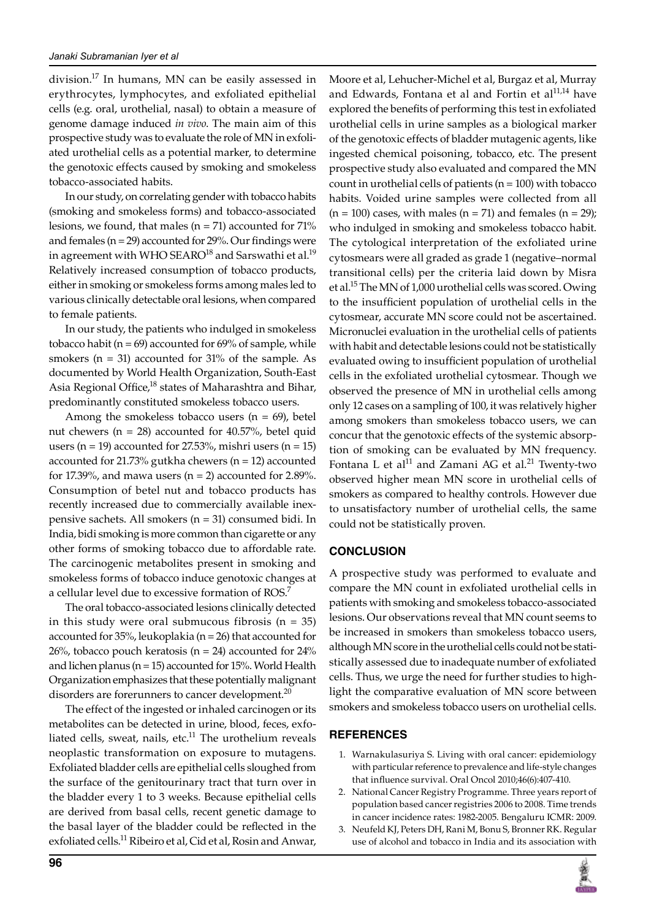division.[17] In humans, MN can be easily assessed in erythrocytes, lymphocytes, and exfoliated epithelial cells (e.g. oral, urothelial, nasal) to obtain a measure of genome damage induced *in vivo*. The main aim of this prospective study was to evaluate the role of MN in exfoliated urothelial cells as a potential marker, to determine the genotoxic effects caused by smoking and smokeless tobacco-associated habits.

In our study, on correlating gender with tobacco habits (smoking and smokeless forms) and tobacco-associated lesions, we found, that males (n = 71) accounted for 71% and females (n = 29) accounted for 29%. Our findings were in agreement with WHO SEARO[18] and Sarswathi et al.[19] Relatively increased consumption of tobacco products, either in smoking or smokeless forms among males led to various clinically detectable oral lesions, when compared to female patients.

In our study, the patients who indulged in smokeless tobacco habit (n = 69) accounted for 69% of sample, while smokers (n = 31) accounted for 31% of the sample. As documented by World Health Organization, South-East Asia Regional Office,[18] states of Maharashtra and Bihar, predominantly constituted smokeless tobacco users.

Among the smokeless tobacco users (n = 69), betel nut chewers (n = 28) accounted for 40.57%, betel quid users (n = 19) accounted for 27.53%, mishri users (n = 15) accounted for 21.73% gutkha chewers (n = 12) accounted for 17.39%, and mawa users (n = 2) accounted for 2.89%. Consumption of betel nut and tobacco products has recently increased due to commercially available inexpensive sachets. All smokers (n = 31) consumed bidi. In India, bidi smoking is more common than cigarette or any other forms of smoking tobacco due to affordable rate. The carcinogenic metabolites present in smoking and smokeless forms of tobacco induce genotoxic changes at a cellular level due to excessive formation of ROS.[7]

The oral tobacco-associated lesions clinically detected in this study were oral submucous fibrosis (n = 35) accounted for 35%, leukoplakia (n = 26) that accounted for 26%, tobacco pouch keratosis (n = 24) accounted for 24% and lichen planus (n = 15) accounted for 15%. World Health Organization emphasizes that these potentially malignant disorders are forerunners to cancer development.[20]

The effect of the ingested or inhaled carcinogen or its metabolites can be detected in urine, blood, feces, exfoliated cells, sweat, nails, etc.[11] The urothelium reveals neoplastic transformation on exposure to mutagens. Exfoliated bladder cells are epithelial cells sloughed from the surface of the genitourinary tract that turn over in the bladder every 1 to 3 weeks. Because epithelial cells are derived from basal cells, recent genetic damage to the basal layer of the bladder could be reflected in the exfoliated cells.[11] Ribeiro et al, Cid et al, Rosin and Anwar, Moore et al, Lehucher-Michel et al, Burgaz et al, Murray and Edwards, Fontana et al and Fortin et al[11,14] have explored the benefits of performing this test in exfoliated urothelial cells in urine samples as a biological marker of the genotoxic effects of bladder mutagenic agents, like ingested chemical poisoning, tobacco, etc. The present prospective study also evaluated and compared the MN count in urothelial cells of patients (n = 100) with tobacco habits. Voided urine samples were collected from all (n = 100) cases, with males (n = 71) and females (n = 29); who indulged in smoking and smokeless tobacco habit. The cytological interpretation of the exfoliated urine cytosmears were all graded as grade 1 (negative–normal transitional cells) per the criteria laid down by Misra et al.[15] The MN of 1,000 urothelial cells was scored. Owing to the insufficient population of urothelial cells in the cytosmear, accurate MN score could not be ascertained. Micronuclei evaluation in the urothelial cells of patients with habit and detectable lesions could not be statistically evaluated owing to insufficient population of urothelial cells in the exfoliated urothelial cytosmear. Though we observed the presence of MN in urothelial cells among only 12 cases on a sampling of 100, it was relatively higher among smokers than smokeless tobacco users, we can concur that the genotoxic effects of the systemic absorption of smoking can be evaluated by MN frequency. Fontana L et al[11] and Zamani AG et al.[21] Twenty-two observed higher mean MN score in urothelial cells of smokers as compared to healthy controls. However due to unsatisfactory number of urothelial cells, the same could not be statistically proven.

## CONCLUSION

A prospective study was performed to evaluate and compare the MN count in exfoliated urothelial cells in patients with smoking and smokeless tobacco-associated lesions. Our observations reveal that MN count seems to be increased in smokers than smokeless tobacco users, although MN score in the urothelial cells could not be statistically assessed due to inadequate number of exfoliated cells. Thus, we urge the need for further studies to highlight the comparative evaluation of MN score between smokers and smokeless tobacco users on urothelial cells.

## REFERENCES

1. Warnakulasuriya S. Living with oral cancer: epidemiology with particular reference to prevalence and life-style changes that influence survival. Oral Oncol 2010;46(6):407-410.
2. National Cancer Registry Programme. Three years report of population based cancer registries 2006 to 2008. Time trends in cancer incidence rates: 1982-2005. Bengaluru ICMR: 2009.
3. Neufeld KJ, Peters DH, Rani M, Bonu S, Bronner RK. Regular use of alcohol and tobacco in India and its association with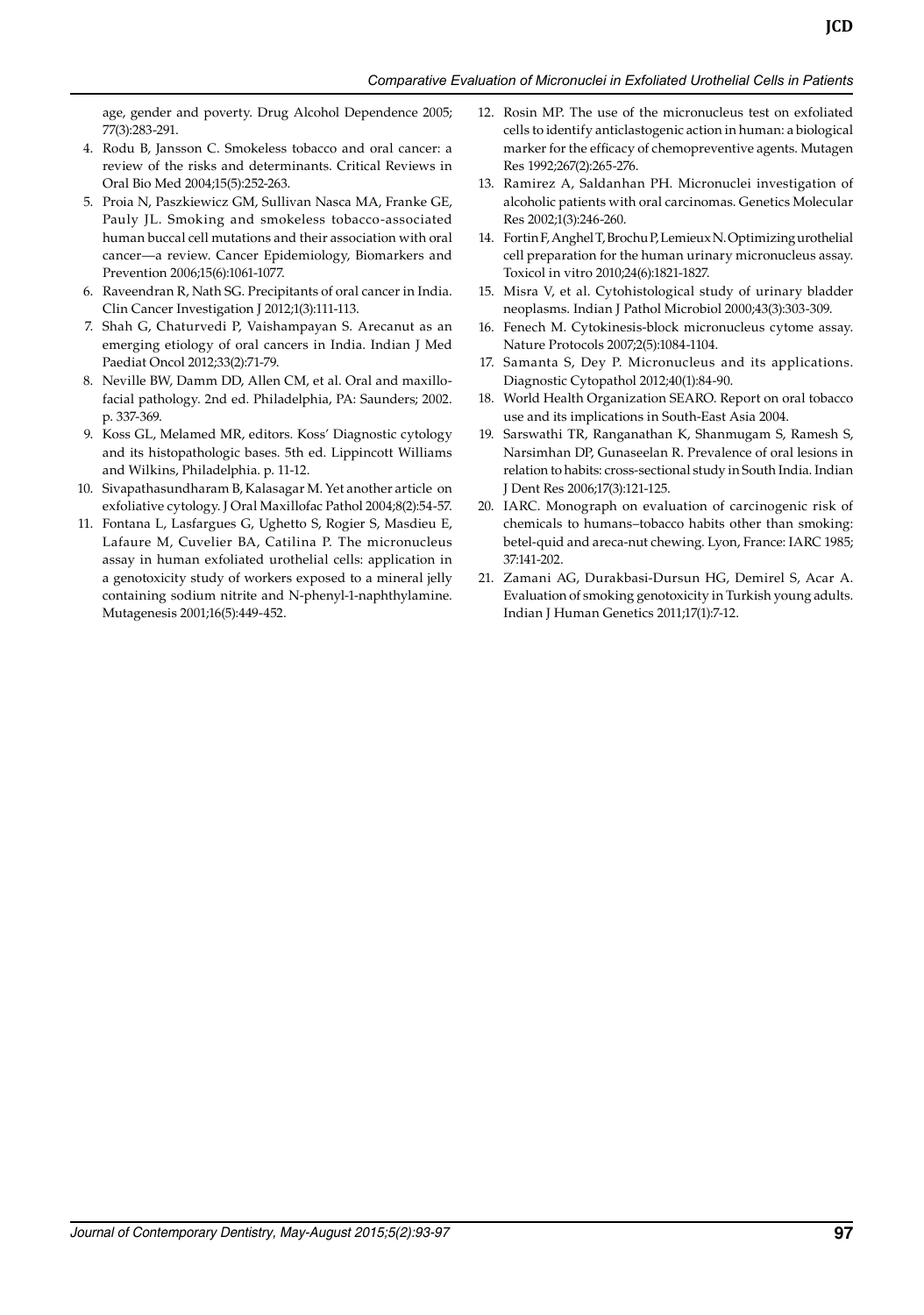age, gender and poverty. Drug Alcohol Dependence 2005; 77(3):283-291.

4. Rodu B, Jansson C. Smokeless tobacco and oral cancer: a review of the risks and determinants. Critical Reviews in Oral Bio Med 2004;15(5):252-263.
5. Proia N, Paszkiewicz GM, Sullivan Nasca MA, Franke GE, Pauly JL. Smoking and smokeless tobacco-associated human buccal cell mutations and their association with oral cancer—a review. Cancer Epidemiology, Biomarkers and Prevention 2006;15(6):1061-1077.
6. Raveendran R, Nath SG. Precipitants of oral cancer in India. Clin Cancer Investigation J 2012;1(3):111-113.
7. Shah G, Chaturvedi P, Vaishampayan S. Arecanut as an emerging etiology of oral cancers in India. Indian J Med Paediat Oncol 2012;33(2):71-79.
8. Neville BW, Damm DD, Allen CM, et al. Oral and maxillofacial pathology. 2nd ed. Philadelphia, PA: Saunders; 2002. p. 337-369.
9. Koss GL, Melamed MR, editors. Koss' Diagnostic cytology and its histopathologic bases. 5th ed. Lippincott Williams and Wilkins, Philadelphia. p. 11-12.
10. Sivapathasundharam B, Kalasagar M. Yet another article on exfoliative cytology. J Oral Maxillofac Pathol 2004;8(2):54-57.
11. Fontana L, Lasfargues G, Ughetto S, Rogier S, Masdieu E, Lafaure M, Cuvelier BA, Catilina P. The micronucleus assay in human exfoliated urothelial cells: application in a genotoxicity study of workers exposed to a mineral jelly containing sodium nitrite and N-phenyl-1-naphthylamine. Mutagenesis 2001;16(5):449-452.
12. Rosin MP. The use of the micronucleus test on exfoliated cells to identify anticlastogenic action in human: a biological marker for the efficacy of chemopreventive agents. Mutagen Res 1992;267(2):265-276.
13. Ramirez A, Saldanhan PH. Micronuclei investigation of alcoholic patients with oral carcinomas. Genetics Molecular Res 2002;1(3):246-260.
14. Fortin F, Anghel T, Brochu P, Lemieux N. Optimizing urothelial cell preparation for the human urinary micronucleus assay. Toxicol in vitro 2010;24(6):1821-1827.
15. Misra V, et al. Cytohistological study of urinary bladder neoplasms. Indian J Pathol Microbiol 2000;43(3):303-309.
16. Fenech M. Cytokinesis-block micronucleus cytome assay. Nature Protocols 2007;2(5):1084-1104.
17. Samanta S, Dey P. Micronucleus and its applications. Diagnostic Cytopathol 2012;40(1):84-90.
18. World Health Organization SEARO. Report on oral tobacco use and its implications in South-East Asia 2004.
19. Sarswathi TR, Ranganathan K, Shanmugam S, Ramesh S, Narsimhan DP, Gunaseelan R. Prevalence of oral lesions in relation to habits: cross-sectional study in South India. Indian J Dent Res 2006;17(3):121-125.
20. IARC. Monograph on evaluation of carcinogenic risk of chemicals to humans–tobacco habits other than smoking: betel-quid and areca-nut chewing. Lyon, France: IARC 1985; 37:141-202.
21. Zamani AG, Durakbasi-Dursun HG, Demirel S, Acar A. Evaluation of smoking genotoxicity in Turkish young adults. Indian J Human Genetics 2011;17(1):7-12.